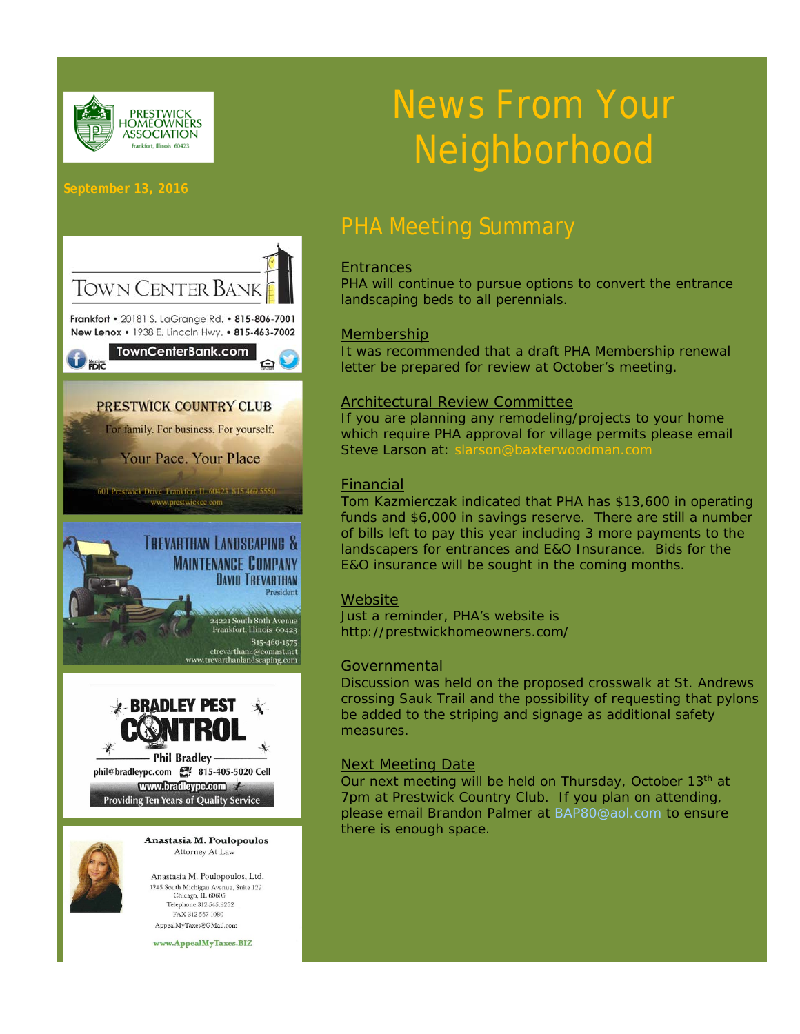PRESTWICK HOMEOWNERS ASSOCIATION
Frankfort, Illinois 60423

# News From Your Neighborhood

**September 13, 2016**

## PHA Meeting Summary

### Entrances

PHA will continue to pursue options to convert the entrance landscaping beds to all perennials.

### Membership

It was recommended that a draft PHA Membership renewal letter be prepared for review at October's meeting.

### Architectural Review Committee

If you are planning any remodeling/projects to your home which require PHA approval for village permits please email Steve Larson at: slarson@baxterwoodman.com

### Financial

Tom Kazmierczak indicated that PHA has $13,600 in operating funds and $6,000 in savings reserve. There are still a number of bills left to pay this year including 3 more payments to the landscapers for entrances and E&O Insurance. Bids for the E&O insurance will be sought in the coming months.

### Website

Just a reminder, PHA's website is http://prestwickhomeowners.com/

### Governmental

Discussion was held on the proposed crosswalk at St. Andrews crossing Sauk Trail and the possibility of requesting that pylons be added to the striping and signage as additional safety measures.

### Next Meeting Date

Our next meeting will be held on Thursday, October 13th at 7pm at Prestwick Country Club. If you plan on attending, please email Brandon Palmer at BAP80@aol.com to ensure there is enough space.

---

**TOWN CENTER BANK**
Frankfort • 20181 S. LaGrange Rd. • 815-806-7001
New Lenox • 1938 E. Lincoln Hwy. • 815-463-7002
TownCenterBank.com
Member FDIC

**PRESTWICK COUNTRY CLUB**
For family. For business. For yourself.
Your Pace. Your Place
601 Prestwick Drive Frankfort, IL 60423 815.469.5550
www.prestwickcc.com

**TREVARTHAN LANDSCAPING & MAINTENANCE COMPANY**
DAVID TREVARTHAN
President
24221 South 80th Avenue
Frankfort, Illinois 60423
815-469-1575
ctrevarthan4@comast.net
www.trevarthanlandscaping.com

**BRADLEY PEST CONTROL**
Phil Bradley
phil@bradleypc.com 815-405-5020 Cell
www.bradleypc.com
Providing Ten Years of Quality Service

**Anastasia M. Poulopoulos**
Attorney At Law
Anastasia M. Poulopoulos, Ltd.
1245 South Michigan Avenue, Suite 129
Chicago, IL 60605
Telephone 312.545.9252
FAX 312-567-1080
AppealMyTaxes@GMail.com
www.AppealMyTaxes.BIZ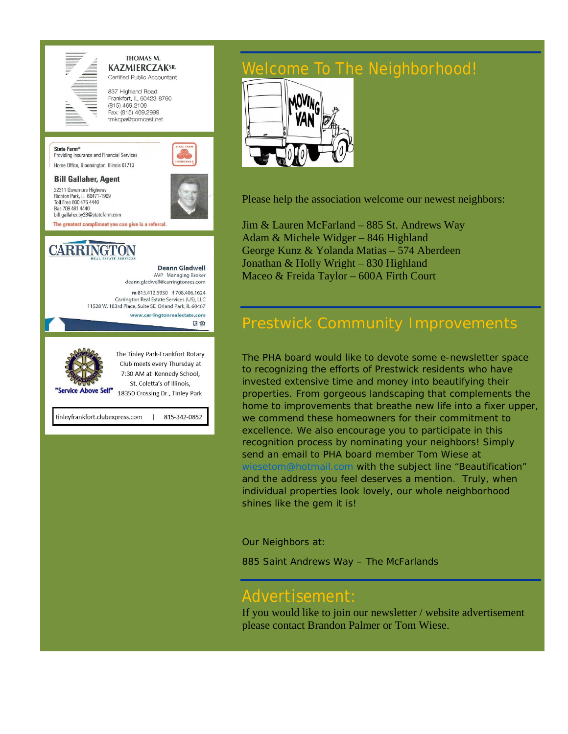THOMAS M.
KAZMIERCZAK SR.
Certified Public Accountant

837 Highland Road
Frankfort, IL 60423-8760
(815) 469.2109
Fax: (815) 469.2999
tmkcpa@comcast.net

State Farm®
Providing Insurance and Financial Services
Home Office, Bloomington, Illinois 61710

**Bill Gallaher, Agent**
22311 Governors Highway
Richton Park, IL 60471-1909
Toll Free 800 475 4440
Bus 708 481 4440
bill.gallaher.by28@statefarm.com

The greatest compliment you can give is a referral.

CARRINGTON
REAL ESTATE SERVICES

**Deann Gladwell**
AVP Managing Broker
deann.gladwell@carringtonres.com

m 815.412.5930 f 708.406.1624
Carrington Real Estate Services (US), LLC
11528 W. 183rd Place, Suite SE, Orland Park, IL 60467
www.carringtonrealestate.com

"Service Above Self"

The Tinley Park-Frankfort Rotary Club meets every Thursday at 7:30 AM at Kennedy School, St. Coletta's of Illinois, 18350 Crossing Dr., Tinley Park

tinleyfrankfort.clubexpress.com | 815-342-0852

## Welcome To The Neighborhood!

Please help the association welcome our newest neighbors:

Jim & Lauren McFarland – 885 St. Andrews Way
Adam & Michele Widger – 846 Highland
George Kunz & Yolanda Matias – 574 Aberdeen
Jonathan & Holly Wright – 830 Highland
Maceo & Freida Taylor – 600A Firth Court

## Prestwick Community Improvements

The PHA board would like to devote some e-newsletter space to recognizing the efforts of Prestwick residents who have invested extensive time and money into beautifying their properties. From gorgeous landscaping that complements the home to improvements that breathe new life into a fixer upper, we commend these homeowners for their commitment to excellence. We also encourage you to participate in this recognition process by nominating your neighbors! Simply send an email to PHA board member Tom Wiese at wiesetom@hotmail.com with the subject line "Beautification" and the address you feel deserves a mention. Truly, when individual properties look lovely, our whole neighborhood shines like the gem it is!

Our Neighbors at:

885 Saint Andrews Way – The McFarlands

## Advertisement:

If you would like to join our newsletter / website advertisement please contact Brandon Palmer or Tom Wiese.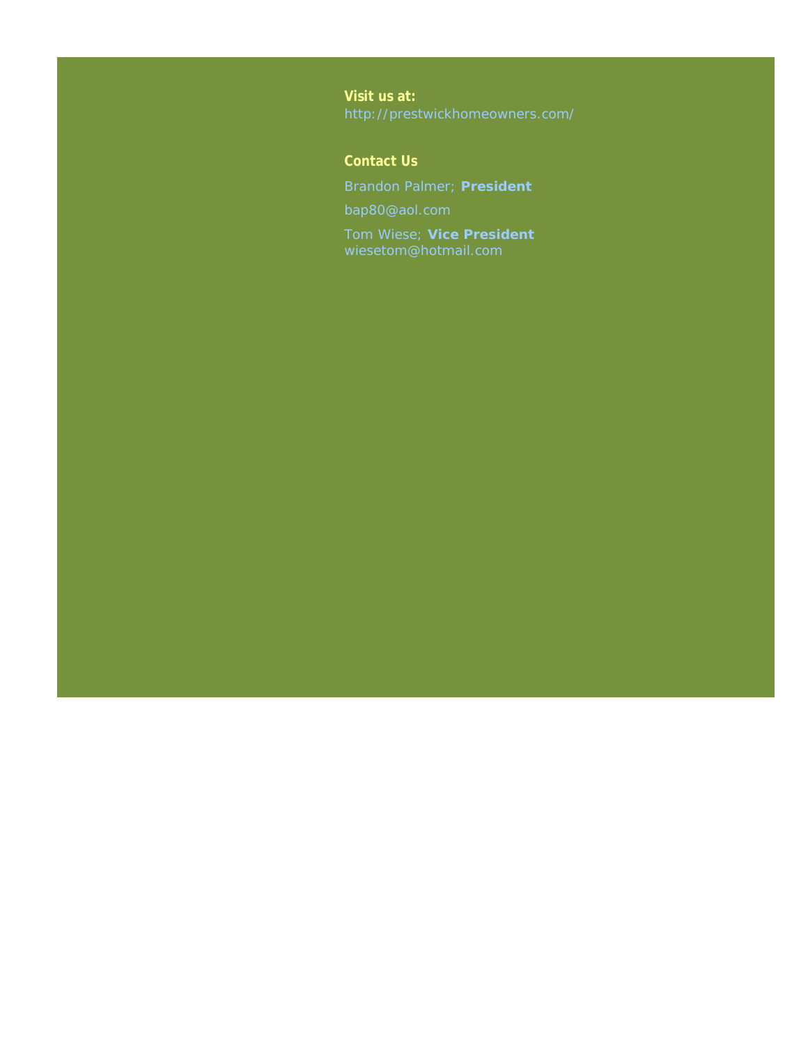**Visit us at:**

http://prestwickhomeowners.com/

**Contact Us**

Brandon Palmer; **President**

bap80@aol.com

Tom Wiese; **Vice President**
wiesetom@hotmail.com